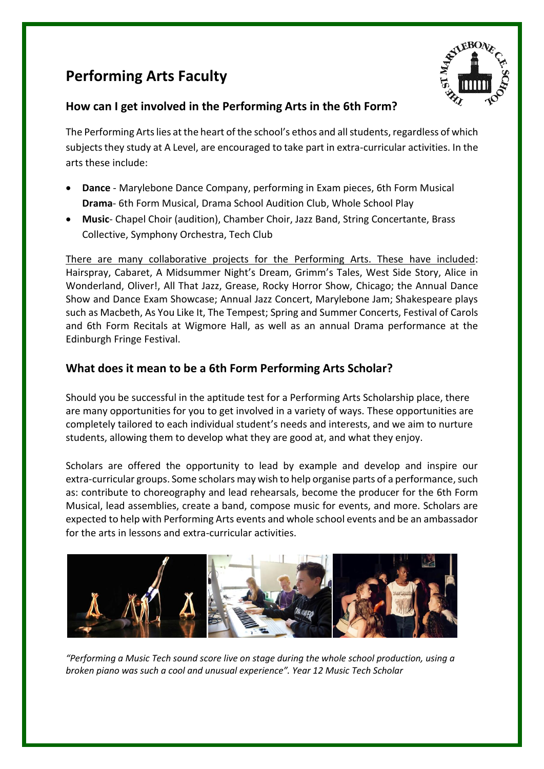# Performing Arts Faculty

## How can I get involved in the Performing Arts in the 6th Form?

The Performing Arts lies at the heart of the school's ethos and all students, regardless of which subjects they study at A Level, are encouraged to take part in extra-curricular activities. In the arts these include:

- **Dance** - Marylebone Dance Company, performing in Exam pieces, 6th Form Musical
  **Drama**- 6th Form Musical, Drama School Audition Club, Whole School Play
- **Music**- Chapel Choir (audition), Chamber Choir, Jazz Band, String Concertante, Brass Collective, Symphony Orchestra, Tech Club

There are many collaborative projects for the Performing Arts. These have included: Hairspray, Cabaret, A Midsummer Night's Dream, Grimm's Tales, West Side Story, Alice in Wonderland, Oliver!, All That Jazz, Grease, Rocky Horror Show, Chicago; the Annual Dance Show and Dance Exam Showcase; Annual Jazz Concert, Marylebone Jam; Shakespeare plays such as Macbeth, As You Like It, The Tempest; Spring and Summer Concerts, Festival of Carols and 6th Form Recitals at Wigmore Hall, as well as an annual Drama performance at the Edinburgh Fringe Festival.

## What does it mean to be a 6th Form Performing Arts Scholar?

Should you be successful in the aptitude test for a Performing Arts Scholarship place, there are many opportunities for you to get involved in a variety of ways. These opportunities are completely tailored to each individual student's needs and interests, and we aim to nurture students, allowing them to develop what they are good at, and what they enjoy.

Scholars are offered the opportunity to lead by example and develop and inspire our extra-curricular groups. Some scholars may wish to help organise parts of a performance, such as: contribute to choreography and lead rehearsals, become the producer for the 6th Form Musical, lead assemblies, create a band, compose music for events, and more. Scholars are expected to help with Performing Arts events and whole school events and be an ambassador for the arts in lessons and extra-curricular activities.

*"Performing a Music Tech sound score live on stage during the whole school production, using a broken piano was such a cool and unusual experience". Year 12 Music Tech Scholar*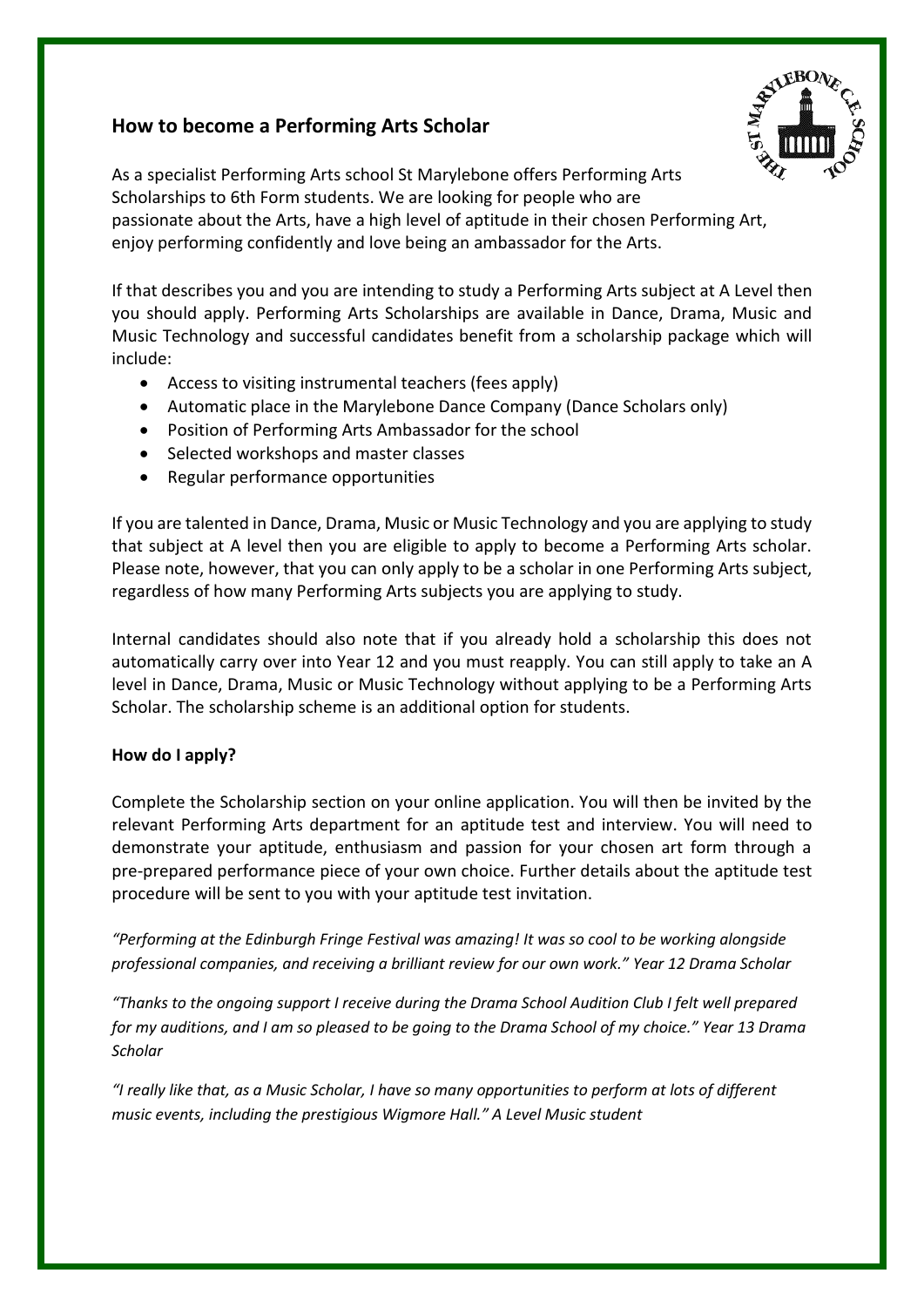## How to become a Performing Arts Scholar

As a specialist Performing Arts school St Marylebone offers Performing Arts Scholarships to 6th Form students. We are looking for people who are passionate about the Arts, have a high level of aptitude in their chosen Performing Art, enjoy performing confidently and love being an ambassador for the Arts.

If that describes you and you are intending to study a Performing Arts subject at A Level then you should apply. Performing Arts Scholarships are available in Dance, Drama, Music and Music Technology and successful candidates benefit from a scholarship package which will include:

- Access to visiting instrumental teachers (fees apply)
- Automatic place in the Marylebone Dance Company (Dance Scholars only)
- Position of Performing Arts Ambassador for the school
- Selected workshops and master classes
- Regular performance opportunities

If you are talented in Dance, Drama, Music or Music Technology and you are applying to study that subject at A level then you are eligible to apply to become a Performing Arts scholar. Please note, however, that you can only apply to be a scholar in one Performing Arts subject, regardless of how many Performing Arts subjects you are applying to study.

Internal candidates should also note that if you already hold a scholarship this does not automatically carry over into Year 12 and you must reapply. You can still apply to take an A level in Dance, Drama, Music or Music Technology without applying to be a Performing Arts Scholar. The scholarship scheme is an additional option for students.

**How do I apply?**

Complete the Scholarship section on your online application. You will then be invited by the relevant Performing Arts department for an aptitude test and interview. You will need to demonstrate your aptitude, enthusiasm and passion for your chosen art form through a pre-prepared performance piece of your own choice. Further details about the aptitude test procedure will be sent to you with your aptitude test invitation.

*"Performing at the Edinburgh Fringe Festival was amazing! It was so cool to be working alongside professional companies, and receiving a brilliant review for our own work." Year 12 Drama Scholar*

*"Thanks to the ongoing support I receive during the Drama School Audition Club I felt well prepared for my auditions, and I am so pleased to be going to the Drama School of my choice." Year 13 Drama Scholar*

*"I really like that, as a Music Scholar, I have so many opportunities to perform at lots of different music events, including the prestigious Wigmore Hall." A Level Music student*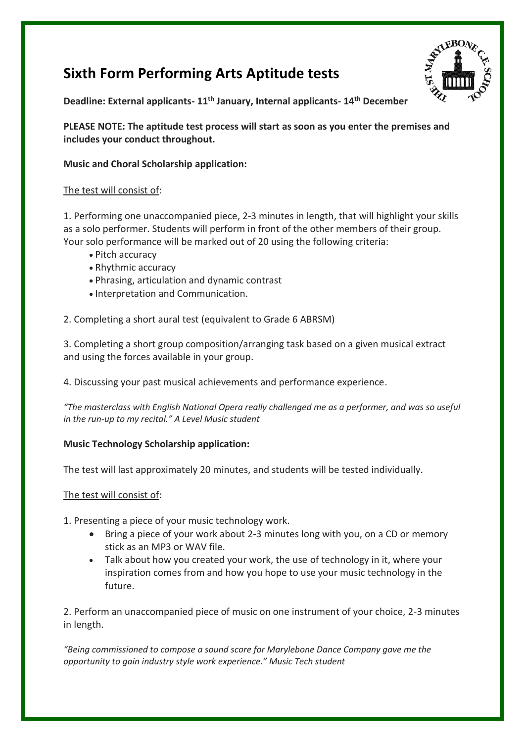# Sixth Form Performing Arts Aptitude tests

**Deadline: External applicants- 11th January, Internal applicants- 14th December**

**PLEASE NOTE: The aptitude test process will start as soon as you enter the premises and includes your conduct throughout.**

**Music and Choral Scholarship application:**

The test will consist of:

1. Performing one unaccompanied piece, 2-3 minutes in length, that will highlight your skills as a solo performer. Students will perform in front of the other members of their group. Your solo performance will be marked out of 20 using the following criteria:
    - Pitch accuracy
    - Rhythmic accuracy
    - Phrasing, articulation and dynamic contrast
    - Interpretation and Communication.

2. Completing a short aural test (equivalent to Grade 6 ABRSM)

3. Completing a short group composition/arranging task based on a given musical extract and using the forces available in your group.

4. Discussing your past musical achievements and performance experience.

*"The masterclass with English National Opera really challenged me as a performer, and was so useful in the run-up to my recital." A Level Music student*

**Music Technology Scholarship application:**

The test will last approximately 20 minutes, and students will be tested individually.

The test will consist of:

1. Presenting a piece of your music technology work.
    - Bring a piece of your work about 2-3 minutes long with you, on a CD or memory stick as an MP3 or WAV file.
    - Talk about how you created your work, the use of technology in it, where your inspiration comes from and how you hope to use your music technology in the future.

2. Perform an unaccompanied piece of music on one instrument of your choice, 2-3 minutes in length.

*"Being commissioned to compose a sound score for Marylebone Dance Company gave me the opportunity to gain industry style work experience." Music Tech student*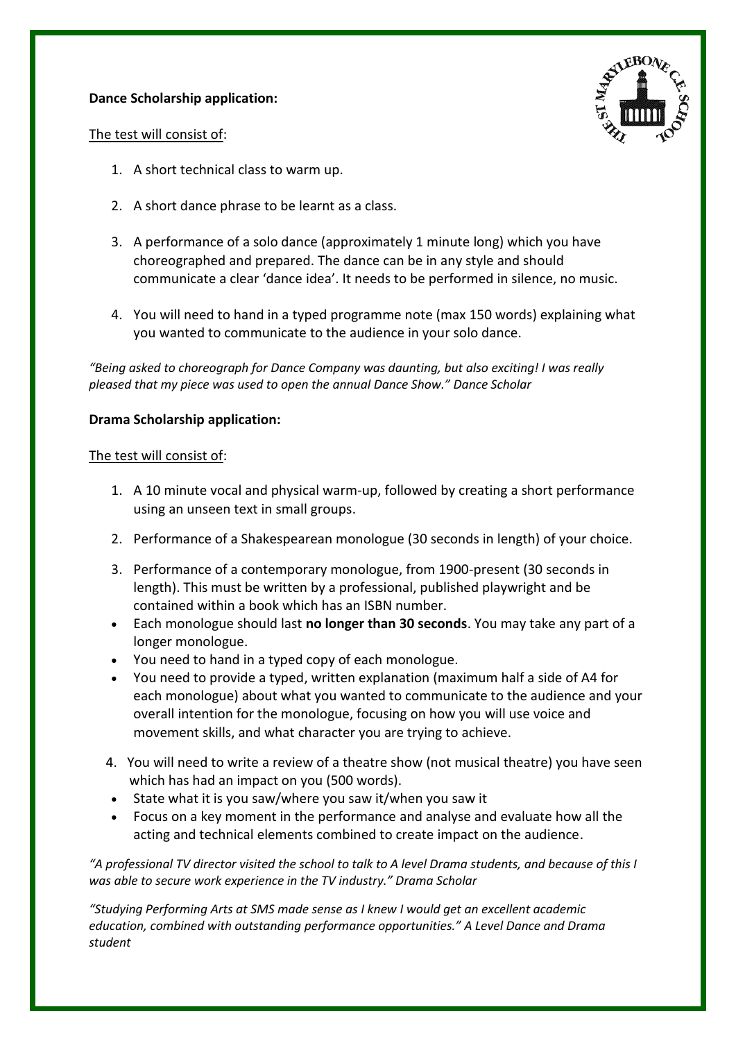**Dance Scholarship application:**

The test will consist of:

1. A short technical class to warm up.

2. A short dance phrase to be learnt as a class.

3. A performance of a solo dance (approximately 1 minute long) which you have choreographed and prepared. The dance can be in any style and should communicate a clear 'dance idea'. It needs to be performed in silence, no music.

4. You will need to hand in a typed programme note (max 150 words) explaining what you wanted to communicate to the audience in your solo dance.

*"Being asked to choreograph for Dance Company was daunting, but also exciting! I was really pleased that my piece was used to open the annual Dance Show." Dance Scholar*

**Drama Scholarship application:**

The test will consist of:

1. A 10 minute vocal and physical warm-up, followed by creating a short performance using an unseen text in small groups.

2. Performance of a Shakespearean monologue (30 seconds in length) of your choice.

3. Performance of a contemporary monologue, from 1900-present (30 seconds in length). This must be written by a professional, published playwright and be contained within a book which has an ISBN number.

- Each monologue should last **no longer than 30 seconds**. You may take any part of a longer monologue.
- You need to hand in a typed copy of each monologue.
- You need to provide a typed, written explanation (maximum half a side of A4 for each monologue) about what you wanted to communicate to the audience and your overall intention for the monologue, focusing on how you will use voice and movement skills, and what character you are trying to achieve.

4. You will need to write a review of a theatre show (not musical theatre) you have seen which has had an impact on you (500 words).

- State what it is you saw/where you saw it/when you saw it
- Focus on a key moment in the performance and analyse and evaluate how all the acting and technical elements combined to create impact on the audience.

*"A professional TV director visited the school to talk to A level Drama students, and because of this I was able to secure work experience in the TV industry." Drama Scholar*

*"Studying Performing Arts at SMS made sense as I knew I would get an excellent academic education, combined with outstanding performance opportunities." A Level Dance and Drama student*